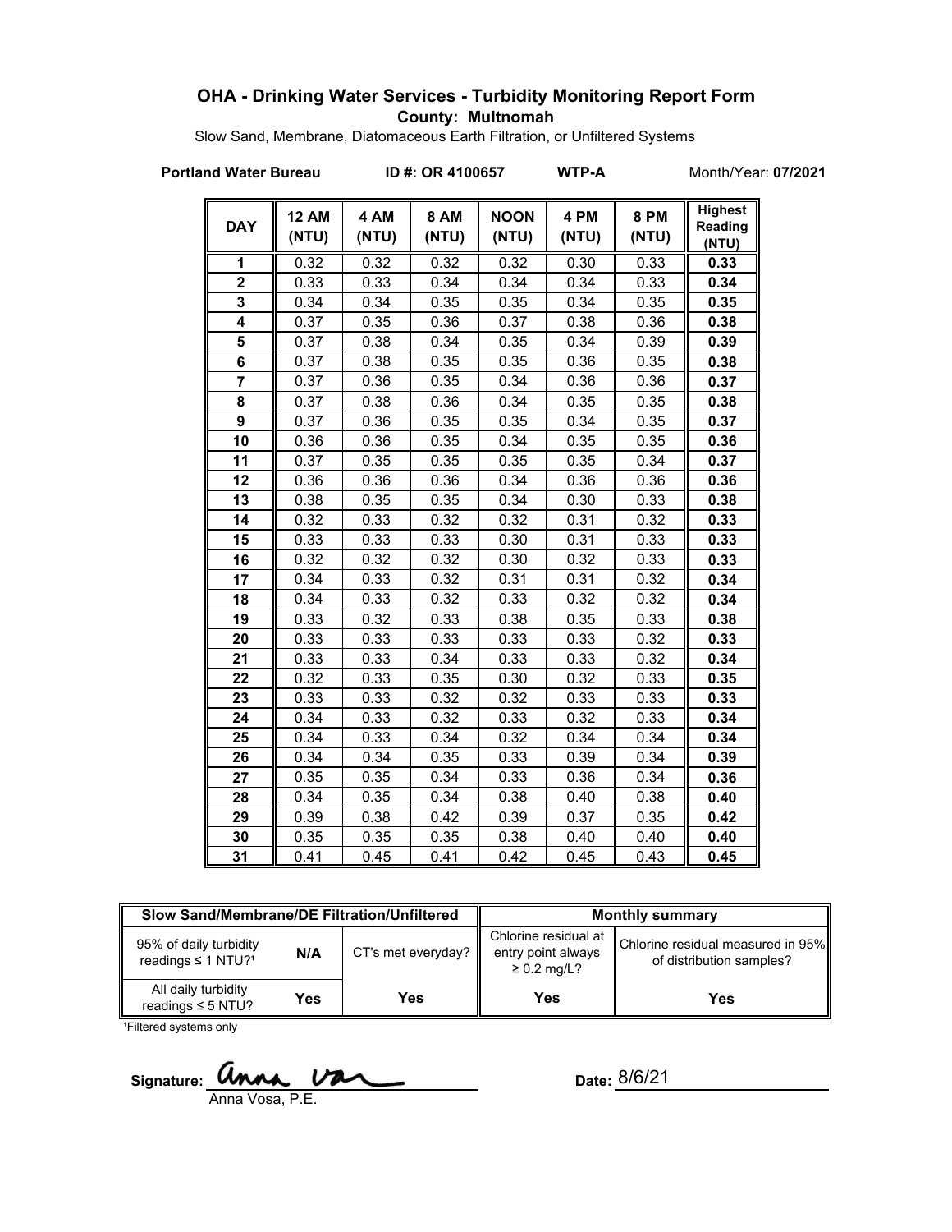# OHA - Drinking Water Services - Turbidity Monitoring Report Form

**County: Multnomah**

Slow Sand, Membrane, Diatomaceous Earth Filtration, or Unfiltered Systems

**Portland Water Bureau** **ID #: OR 4100657** **WTP-A** Month/Year: **07/2021**

| DAY | 12 AM (NTU) | 4 AM (NTU) | 8 AM (NTU) | NOON (NTU) | 4 PM (NTU) | 8 PM (NTU) | Highest Reading (NTU) |
|---|---|---|---|---|---|---|---|
| 1 | 0.32 | 0.32 | 0.32 | 0.32 | 0.30 | 0.33 | **0.33** |
| 2 | 0.33 | 0.33 | 0.34 | 0.34 | 0.34 | 0.33 | **0.34** |
| 3 | 0.34 | 0.34 | 0.35 | 0.35 | 0.34 | 0.35 | **0.35** |
| 4 | 0.37 | 0.35 | 0.36 | 0.37 | 0.38 | 0.36 | **0.38** |
| 5 | 0.37 | 0.38 | 0.34 | 0.35 | 0.34 | 0.39 | **0.39** |
| 6 | 0.37 | 0.38 | 0.35 | 0.35 | 0.36 | 0.35 | **0.38** |
| 7 | 0.37 | 0.36 | 0.35 | 0.34 | 0.36 | 0.36 | **0.37** |
| 8 | 0.37 | 0.38 | 0.36 | 0.34 | 0.35 | 0.35 | **0.38** |
| 9 | 0.37 | 0.36 | 0.35 | 0.35 | 0.34 | 0.35 | **0.37** |
| 10 | 0.36 | 0.36 | 0.35 | 0.34 | 0.35 | 0.35 | **0.36** |
| 11 | 0.37 | 0.35 | 0.35 | 0.35 | 0.35 | 0.34 | **0.37** |
| 12 | 0.36 | 0.36 | 0.36 | 0.34 | 0.36 | 0.36 | **0.36** |
| 13 | 0.38 | 0.35 | 0.35 | 0.34 | 0.30 | 0.33 | **0.38** |
| 14 | 0.32 | 0.33 | 0.32 | 0.32 | 0.31 | 0.32 | **0.33** |
| 15 | 0.33 | 0.33 | 0.33 | 0.30 | 0.31 | 0.33 | **0.33** |
| 16 | 0.32 | 0.32 | 0.32 | 0.30 | 0.32 | 0.33 | **0.33** |
| 17 | 0.34 | 0.33 | 0.32 | 0.31 | 0.31 | 0.32 | **0.34** |
| 18 | 0.34 | 0.33 | 0.32 | 0.33 | 0.32 | 0.32 | **0.34** |
| 19 | 0.33 | 0.32 | 0.33 | 0.38 | 0.35 | 0.33 | **0.38** |
| 20 | 0.33 | 0.33 | 0.33 | 0.33 | 0.33 | 0.32 | **0.33** |
| 21 | 0.33 | 0.33 | 0.34 | 0.33 | 0.33 | 0.32 | **0.34** |
| 22 | 0.32 | 0.33 | 0.35 | 0.30 | 0.32 | 0.33 | **0.35** |
| 23 | 0.33 | 0.33 | 0.32 | 0.32 | 0.33 | 0.33 | **0.33** |
| 24 | 0.34 | 0.33 | 0.32 | 0.33 | 0.32 | 0.33 | **0.34** |
| 25 | 0.34 | 0.33 | 0.34 | 0.32 | 0.34 | 0.34 | **0.34** |
| 26 | 0.34 | 0.34 | 0.35 | 0.33 | 0.39 | 0.34 | **0.39** |
| 27 | 0.35 | 0.35 | 0.34 | 0.33 | 0.36 | 0.34 | **0.36** |
| 28 | 0.34 | 0.35 | 0.34 | 0.38 | 0.40 | 0.38 | **0.40** |
| 29 | 0.39 | 0.38 | 0.42 | 0.39 | 0.37 | 0.35 | **0.42** |
| 30 | 0.35 | 0.35 | 0.35 | 0.38 | 0.40 | 0.40 | **0.40** |
| 31 | 0.41 | 0.45 | 0.41 | 0.42 | 0.45 | 0.43 | **0.45** |

| Slow Sand/Membrane/DE Filtration/Unfiltered | | | Monthly summary | |
|---|---|---|---|---|
| 95% of daily turbidity readings ≤ 1 NTU?[1] | N/A | CT's met everyday? | Chlorine residual at entry point always ≥ 0.2 mg/L? | Chlorine residual measured in 95% of distribution samples? |
| All daily turbidity readings ≤ 5 NTU? | **Yes** | **Yes** | **Yes** | **Yes** |

[1]Filtered systems only

Signature: Anna Vosa, P.E.

Date: 8/6/21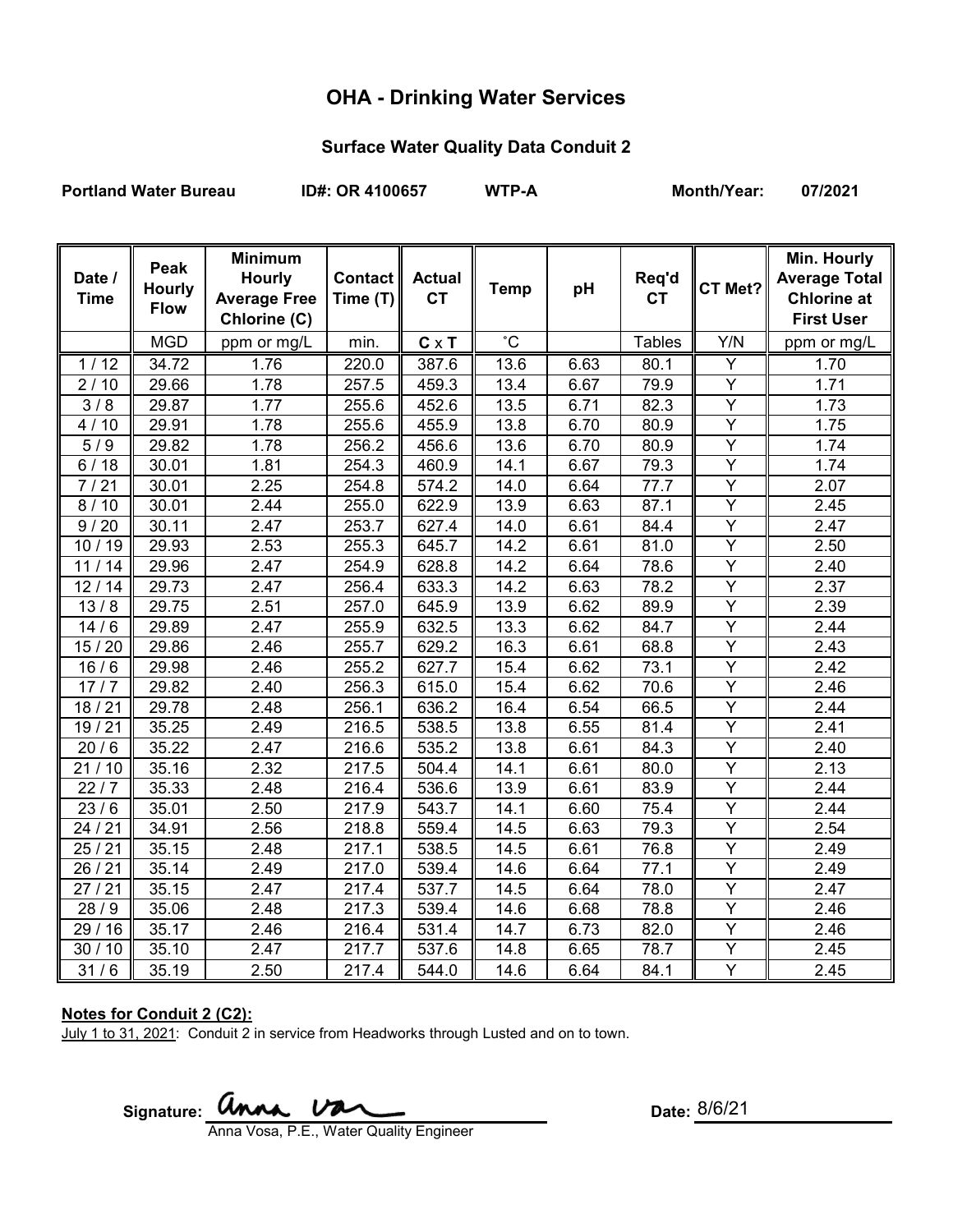# OHA - Drinking Water Services

## Surface Water Quality Data Conduit 2

**Portland Water Bureau** **ID#: OR 4100657** **WTP-A** **Month/Year: 07/2021**

| Date / Time | Peak Hourly Flow | Minimum Hourly Average Free Chlorine (C) | Contact Time (T) | Actual CT | Temp | pH | Req'd CT | CT Met? | Min. Hourly Average Total Chlorine at First User |
|---|---|---|---|---|---|---|---|---|---|
| | MGD | ppm or mg/L | min. | **C** x **T** | ˚C | | Tables | Y/N | ppm or mg/L |
| 1 / 12 | 34.72 | 1.76 | 220.0 | 387.6 | 13.6 | 6.63 | 80.1 | Y | 1.70 |
| 2 / 10 | 29.66 | 1.78 | 257.5 | 459.3 | 13.4 | 6.67 | 79.9 | Y | 1.71 |
| 3 / 8 | 29.87 | 1.77 | 255.6 | 452.6 | 13.5 | 6.71 | 82.3 | Y | 1.73 |
| 4 / 10 | 29.91 | 1.78 | 255.6 | 455.9 | 13.8 | 6.70 | 80.9 | Y | 1.75 |
| 5 / 9 | 29.82 | 1.78 | 256.2 | 456.6 | 13.6 | 6.70 | 80.9 | Y | 1.74 |
| 6 / 18 | 30.01 | 1.81 | 254.3 | 460.9 | 14.1 | 6.67 | 79.3 | Y | 1.74 |
| 7 / 21 | 30.01 | 2.25 | 254.8 | 574.2 | 14.0 | 6.64 | 77.7 | Y | 2.07 |
| 8 / 10 | 30.01 | 2.44 | 255.0 | 622.9 | 13.9 | 6.63 | 87.1 | Y | 2.45 |
| 9 / 20 | 30.11 | 2.47 | 253.7 | 627.4 | 14.0 | 6.61 | 84.4 | Y | 2.47 |
| 10 / 19 | 29.93 | 2.53 | 255.3 | 645.7 | 14.2 | 6.61 | 81.0 | Y | 2.50 |
| 11 / 14 | 29.96 | 2.47 | 254.9 | 628.8 | 14.2 | 6.64 | 78.6 | Y | 2.40 |
| 12 / 14 | 29.73 | 2.47 | 256.4 | 633.3 | 14.2 | 6.63 | 78.2 | Y | 2.37 |
| 13 / 8 | 29.75 | 2.51 | 257.0 | 645.9 | 13.9 | 6.62 | 89.9 | Y | 2.39 |
| 14 / 6 | 29.89 | 2.47 | 255.9 | 632.5 | 13.3 | 6.62 | 84.7 | Y | 2.44 |
| 15 / 20 | 29.86 | 2.46 | 255.7 | 629.2 | 16.3 | 6.61 | 68.8 | Y | 2.43 |
| 16 / 6 | 29.98 | 2.46 | 255.2 | 627.7 | 15.4 | 6.62 | 73.1 | Y | 2.42 |
| 17 / 7 | 29.82 | 2.40 | 256.3 | 615.0 | 15.4 | 6.62 | 70.6 | Y | 2.46 |
| 18 / 21 | 29.78 | 2.48 | 256.1 | 636.2 | 16.4 | 6.54 | 66.5 | Y | 2.44 |
| 19 / 21 | 35.25 | 2.49 | 216.5 | 538.5 | 13.8 | 6.55 | 81.4 | Y | 2.41 |
| 20 / 6 | 35.22 | 2.47 | 216.6 | 535.2 | 13.8 | 6.61 | 84.3 | Y | 2.40 |
| 21 / 10 | 35.16 | 2.32 | 217.5 | 504.4 | 14.1 | 6.61 | 80.0 | Y | 2.13 |
| 22 / 7 | 35.33 | 2.48 | 216.4 | 536.6 | 13.9 | 6.61 | 83.9 | Y | 2.44 |
| 23 / 6 | 35.01 | 2.50 | 217.9 | 543.7 | 14.1 | 6.60 | 75.4 | Y | 2.44 |
| 24 / 21 | 34.91 | 2.56 | 218.8 | 559.4 | 14.5 | 6.63 | 79.3 | Y | 2.54 |
| 25 / 21 | 35.15 | 2.48 | 217.1 | 538.5 | 14.5 | 6.61 | 76.8 | Y | 2.49 |
| 26 / 21 | 35.14 | 2.49 | 217.0 | 539.4 | 14.6 | 6.64 | 77.1 | Y | 2.49 |
| 27 / 21 | 35.15 | 2.47 | 217.4 | 537.7 | 14.5 | 6.64 | 78.0 | Y | 2.47 |
| 28 / 9 | 35.06 | 2.48 | 217.3 | 539.4 | 14.6 | 6.68 | 78.8 | Y | 2.46 |
| 29 / 16 | 35.17 | 2.46 | 216.4 | 531.4 | 14.7 | 6.73 | 82.0 | Y | 2.46 |
| 30 / 10 | 35.10 | 2.47 | 217.7 | 537.6 | 14.8 | 6.65 | 78.7 | Y | 2.45 |
| 31 / 6 | 35.19 | 2.50 | 217.4 | 544.0 | 14.6 | 6.64 | 84.1 | Y | 2.45 |

**Notes for Conduit 2 (C2):**

July 1 to 31, 2021: Conduit 2 in service from Headworks through Lusted and on to town.

Signature: Anna Vosa

Anna Vosa, P.E., Water Quality Engineer

Date: 8/6/21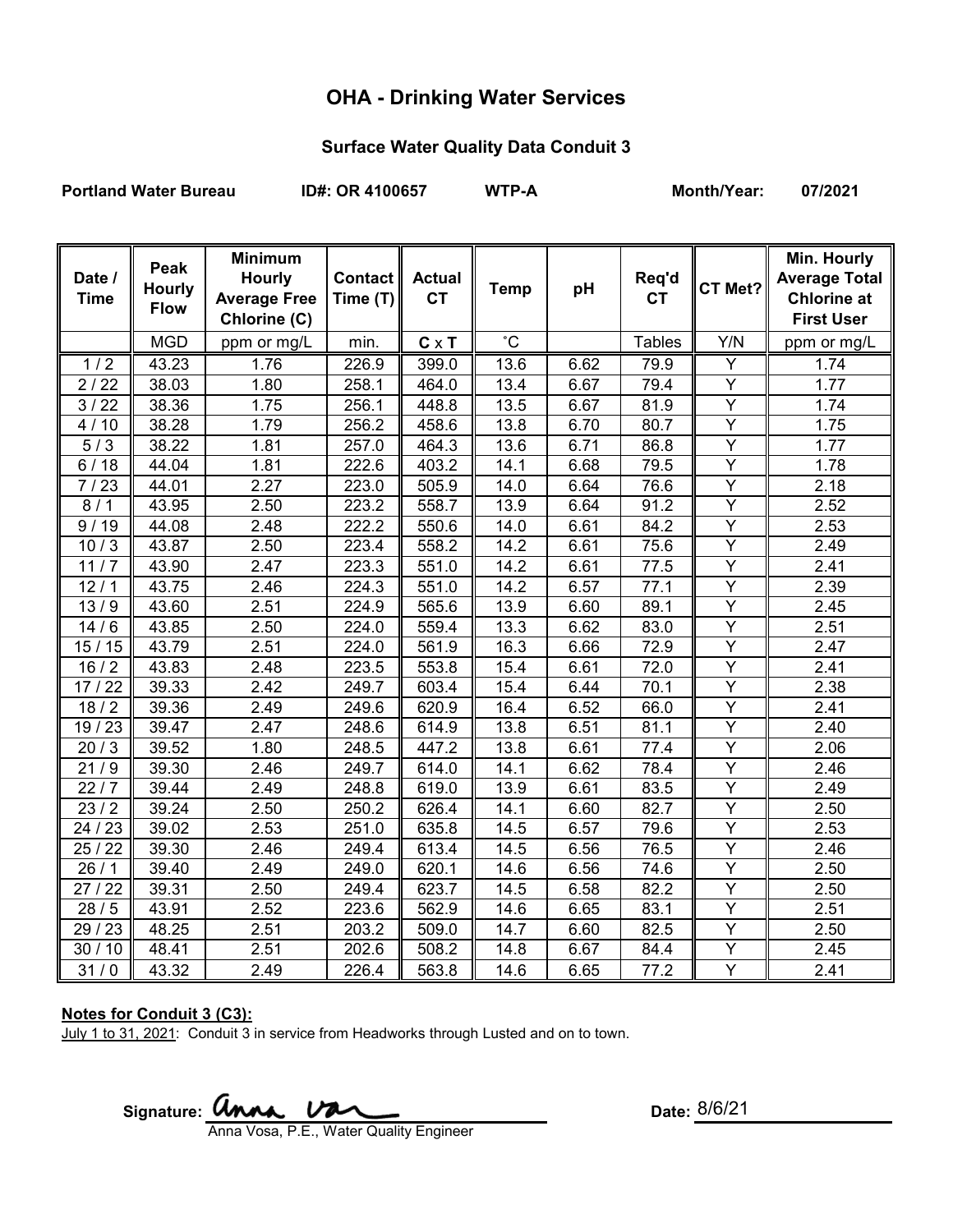# OHA - Drinking Water Services

## Surface Water Quality Data Conduit 3

**Portland Water Bureau** **ID#: OR 4100657** **WTP-A** **Month/Year: 07/2021**

| Date / Time | Peak Hourly Flow | Minimum Hourly Average Free Chlorine (C) | Contact Time (T) | Actual CT | Temp | pH | Req'd CT | CT Met? | Min. Hourly Average Total Chlorine at First User |
|---|---|---|---|---|---|---|---|---|---|
| | MGD | ppm or mg/L | min. | **C** x **T** | ˚C | | Tables | Y/N | ppm or mg/L |
| 1 / 2 | 43.23 | 1.76 | 226.9 | 399.0 | 13.6 | 6.62 | 79.9 | Y | 1.74 |
| 2 / 22 | 38.03 | 1.80 | 258.1 | 464.0 | 13.4 | 6.67 | 79.4 | Y | 1.77 |
| 3 / 22 | 38.36 | 1.75 | 256.1 | 448.8 | 13.5 | 6.67 | 81.9 | Y | 1.74 |
| 4 / 10 | 38.28 | 1.79 | 256.2 | 458.6 | 13.8 | 6.70 | 80.7 | Y | 1.75 |
| 5 / 3 | 38.22 | 1.81 | 257.0 | 464.3 | 13.6 | 6.71 | 86.8 | Y | 1.77 |
| 6 / 18 | 44.04 | 1.81 | 222.6 | 403.2 | 14.1 | 6.68 | 79.5 | Y | 1.78 |
| 7 / 23 | 44.01 | 2.27 | 223.0 | 505.9 | 14.0 | 6.64 | 76.6 | Y | 2.18 |
| 8 / 1 | 43.95 | 2.50 | 223.2 | 558.7 | 13.9 | 6.64 | 91.2 | Y | 2.52 |
| 9 / 19 | 44.08 | 2.48 | 222.2 | 550.6 | 14.0 | 6.61 | 84.2 | Y | 2.53 |
| 10 / 3 | 43.87 | 2.50 | 223.4 | 558.2 | 14.2 | 6.61 | 75.6 | Y | 2.49 |
| 11 / 7 | 43.90 | 2.47 | 223.3 | 551.0 | 14.2 | 6.61 | 77.5 | Y | 2.41 |
| 12 / 1 | 43.75 | 2.46 | 224.3 | 551.0 | 14.2 | 6.57 | 77.1 | Y | 2.39 |
| 13 / 9 | 43.60 | 2.51 | 224.9 | 565.6 | 13.9 | 6.60 | 89.1 | Y | 2.45 |
| 14 / 6 | 43.85 | 2.50 | 224.0 | 559.4 | 13.3 | 6.62 | 83.0 | Y | 2.51 |
| 15 / 15 | 43.79 | 2.51 | 224.0 | 561.9 | 16.3 | 6.66 | 72.9 | Y | 2.47 |
| 16 / 2 | 43.83 | 2.48 | 223.5 | 553.8 | 15.4 | 6.61 | 72.0 | Y | 2.41 |
| 17 / 22 | 39.33 | 2.42 | 249.7 | 603.4 | 15.4 | 6.44 | 70.1 | Y | 2.38 |
| 18 / 2 | 39.36 | 2.49 | 249.6 | 620.9 | 16.4 | 6.52 | 66.0 | Y | 2.41 |
| 19 / 23 | 39.47 | 2.47 | 248.6 | 614.9 | 13.8 | 6.51 | 81.1 | Y | 2.40 |
| 20 / 3 | 39.52 | 1.80 | 248.5 | 447.2 | 13.8 | 6.61 | 77.4 | Y | 2.06 |
| 21 / 9 | 39.30 | 2.46 | 249.7 | 614.0 | 14.1 | 6.62 | 78.4 | Y | 2.46 |
| 22 / 7 | 39.44 | 2.49 | 248.8 | 619.0 | 13.9 | 6.61 | 83.5 | Y | 2.49 |
| 23 / 2 | 39.24 | 2.50 | 250.2 | 626.4 | 14.1 | 6.60 | 82.7 | Y | 2.50 |
| 24 / 23 | 39.02 | 2.53 | 251.0 | 635.8 | 14.5 | 6.57 | 79.6 | Y | 2.53 |
| 25 / 22 | 39.30 | 2.46 | 249.4 | 613.4 | 14.5 | 6.56 | 76.5 | Y | 2.46 |
| 26 / 1 | 39.40 | 2.49 | 249.0 | 620.1 | 14.6 | 6.56 | 74.6 | Y | 2.50 |
| 27 / 22 | 39.31 | 2.50 | 249.4 | 623.7 | 14.5 | 6.58 | 82.2 | Y | 2.50 |
| 28 / 5 | 43.91 | 2.52 | 223.6 | 562.9 | 14.6 | 6.65 | 83.1 | Y | 2.51 |
| 29 / 23 | 48.25 | 2.51 | 203.2 | 509.0 | 14.7 | 6.60 | 82.5 | Y | 2.50 |
| 30 / 10 | 48.41 | 2.51 | 202.6 | 508.2 | 14.8 | 6.67 | 84.4 | Y | 2.45 |
| 31 / 0 | 43.32 | 2.49 | 226.4 | 563.8 | 14.6 | 6.65 | 77.2 | Y | 2.41 |

**Notes for Conduit 3 (C3):**

July 1 to 31, 2021: Conduit 3 in service from Headworks through Lusted and on to town.

**Signature:** Anna Vosa

Anna Vosa, P.E., Water Quality Engineer

**Date:** 8/6/21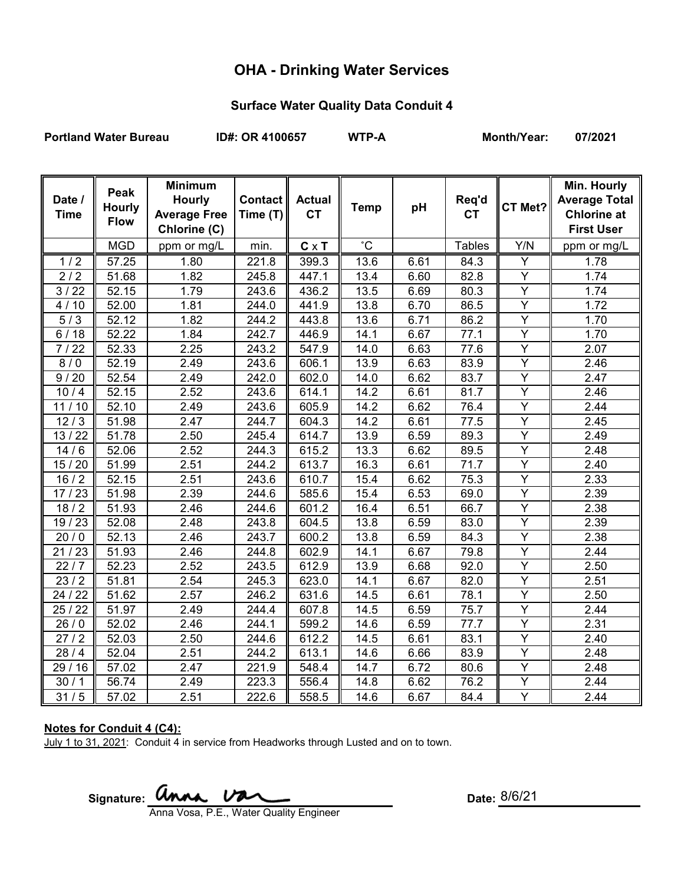# OHA - Drinking Water Services

## Surface Water Quality Data Conduit 4

**Portland Water Bureau** **ID#: OR 4100657** **WTP-A** **Month/Year: 07/2021**

| Date / Time | Peak Hourly Flow | Minimum Hourly Average Free Chlorine (C) | Contact Time (T) | Actual CT | Temp | pH | Req'd CT | CT Met? | Min. Hourly Average Total Chlorine at First User |
|---|---|---|---|---|---|---|---|---|---|
| | MGD | ppm or mg/L | min. | **C** x **T** | ˚C | | Tables | Y/N | ppm or mg/L |
| 1 / 2 | 57.25 | 1.80 | 221.8 | 399.3 | 13.6 | 6.61 | 84.3 | Y | 1.78 |
| 2 / 2 | 51.68 | 1.82 | 245.8 | 447.1 | 13.4 | 6.60 | 82.8 | Y | 1.74 |
| 3 / 22 | 52.15 | 1.79 | 243.6 | 436.2 | 13.5 | 6.69 | 80.3 | Y | 1.74 |
| 4 / 10 | 52.00 | 1.81 | 244.0 | 441.9 | 13.8 | 6.70 | 86.5 | Y | 1.72 |
| 5 / 3 | 52.12 | 1.82 | 244.2 | 443.8 | 13.6 | 6.71 | 86.2 | Y | 1.70 |
| 6 / 18 | 52.22 | 1.84 | 242.7 | 446.9 | 14.1 | 6.67 | 77.1 | Y | 1.70 |
| 7 / 22 | 52.33 | 2.25 | 243.2 | 547.9 | 14.0 | 6.63 | 77.6 | Y | 2.07 |
| 8 / 0 | 52.19 | 2.49 | 243.6 | 606.1 | 13.9 | 6.63 | 83.9 | Y | 2.46 |
| 9 / 20 | 52.54 | 2.49 | 242.0 | 602.0 | 14.0 | 6.62 | 83.7 | Y | 2.47 |
| 10 / 4 | 52.15 | 2.52 | 243.6 | 614.1 | 14.2 | 6.61 | 81.7 | Y | 2.46 |
| 11 / 10 | 52.10 | 2.49 | 243.6 | 605.9 | 14.2 | 6.62 | 76.4 | Y | 2.44 |
| 12 / 3 | 51.98 | 2.47 | 244.7 | 604.3 | 14.2 | 6.61 | 77.5 | Y | 2.45 |
| 13 / 22 | 51.78 | 2.50 | 245.4 | 614.7 | 13.9 | 6.59 | 89.3 | Y | 2.49 |
| 14 / 6 | 52.06 | 2.52 | 244.3 | 615.2 | 13.3 | 6.62 | 89.5 | Y | 2.48 |
| 15 / 20 | 51.99 | 2.51 | 244.2 | 613.7 | 16.3 | 6.61 | 71.7 | Y | 2.40 |
| 16 / 2 | 52.15 | 2.51 | 243.6 | 610.7 | 15.4 | 6.62 | 75.3 | Y | 2.33 |
| 17 / 23 | 51.98 | 2.39 | 244.6 | 585.6 | 15.4 | 6.53 | 69.0 | Y | 2.39 |
| 18 / 2 | 51.93 | 2.46 | 244.6 | 601.2 | 16.4 | 6.51 | 66.7 | Y | 2.38 |
| 19 / 23 | 52.08 | 2.48 | 243.8 | 604.5 | 13.8 | 6.59 | 83.0 | Y | 2.39 |
| 20 / 0 | 52.13 | 2.46 | 243.7 | 600.2 | 13.8 | 6.59 | 84.3 | Y | 2.38 |
| 21 / 23 | 51.93 | 2.46 | 244.8 | 602.9 | 14.1 | 6.67 | 79.8 | Y | 2.44 |
| 22 / 7 | 52.23 | 2.52 | 243.5 | 612.9 | 13.9 | 6.68 | 92.0 | Y | 2.50 |
| 23 / 2 | 51.81 | 2.54 | 245.3 | 623.0 | 14.1 | 6.67 | 82.0 | Y | 2.51 |
| 24 / 22 | 51.62 | 2.57 | 246.2 | 631.6 | 14.5 | 6.61 | 78.1 | Y | 2.50 |
| 25 / 22 | 51.97 | 2.49 | 244.4 | 607.8 | 14.5 | 6.59 | 75.7 | Y | 2.44 |
| 26 / 0 | 52.02 | 2.46 | 244.1 | 599.2 | 14.6 | 6.59 | 77.7 | Y | 2.31 |
| 27 / 2 | 52.03 | 2.50 | 244.6 | 612.2 | 14.5 | 6.61 | 83.1 | Y | 2.40 |
| 28 / 4 | 52.04 | 2.51 | 244.2 | 613.1 | 14.6 | 6.66 | 83.9 | Y | 2.48 |
| 29 / 16 | 57.02 | 2.47 | 221.9 | 548.4 | 14.7 | 6.72 | 80.6 | Y | 2.48 |
| 30 / 1 | 56.74 | 2.49 | 223.3 | 556.4 | 14.8 | 6.62 | 76.2 | Y | 2.44 |
| 31 / 5 | 57.02 | 2.51 | 222.6 | 558.5 | 14.6 | 6.67 | 84.4 | Y | 2.44 |

**Notes for Conduit 4 (C4):**

July 1 to 31, 2021: Conduit 4 in service from Headworks through Lusted and on to town.

**Signature:** Anna Vosa

Anna Vosa, P.E., Water Quality Engineer

**Date:** 8/6/21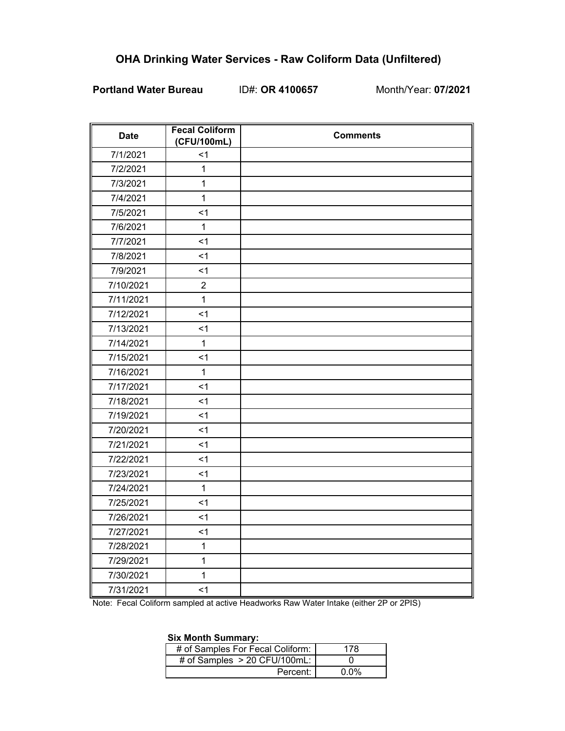# OHA Drinking Water Services - Raw Coliform Data (Unfiltered)

**Portland Water Bureau** ID#: **OR 4100657** Month/Year: **07/2021**

| Date | Fecal Coliform (CFU/100mL) | Comments |
|---|---|---|
| 7/1/2021 | <1 | |
| 7/2/2021 | 1 | |
| 7/3/2021 | 1 | |
| 7/4/2021 | 1 | |
| 7/5/2021 | <1 | |
| 7/6/2021 | 1 | |
| 7/7/2021 | <1 | |
| 7/8/2021 | <1 | |
| 7/9/2021 | <1 | |
| 7/10/2021 | 2 | |
| 7/11/2021 | 1 | |
| 7/12/2021 | <1 | |
| 7/13/2021 | <1 | |
| 7/14/2021 | 1 | |
| 7/15/2021 | <1 | |
| 7/16/2021 | 1 | |
| 7/17/2021 | <1 | |
| 7/18/2021 | <1 | |
| 7/19/2021 | <1 | |
| 7/20/2021 | <1 | |
| 7/21/2021 | <1 | |
| 7/22/2021 | <1 | |
| 7/23/2021 | <1 | |
| 7/24/2021 | 1 | |
| 7/25/2021 | <1 | |
| 7/26/2021 | <1 | |
| 7/27/2021 | <1 | |
| 7/28/2021 | 1 | |
| 7/29/2021 | 1 | |
| 7/30/2021 | 1 | |
| 7/31/2021 | <1 | |

Note: Fecal Coliform sampled at active Headworks Raw Water Intake (either 2P or 2PIS)

**Six Month Summary:**

| | |
|---|---|
| # of Samples For Fecal Coliform: | 178 |
| # of Samples > 20 CFU/100mL: | 0 |
| Percent: | 0.0% |